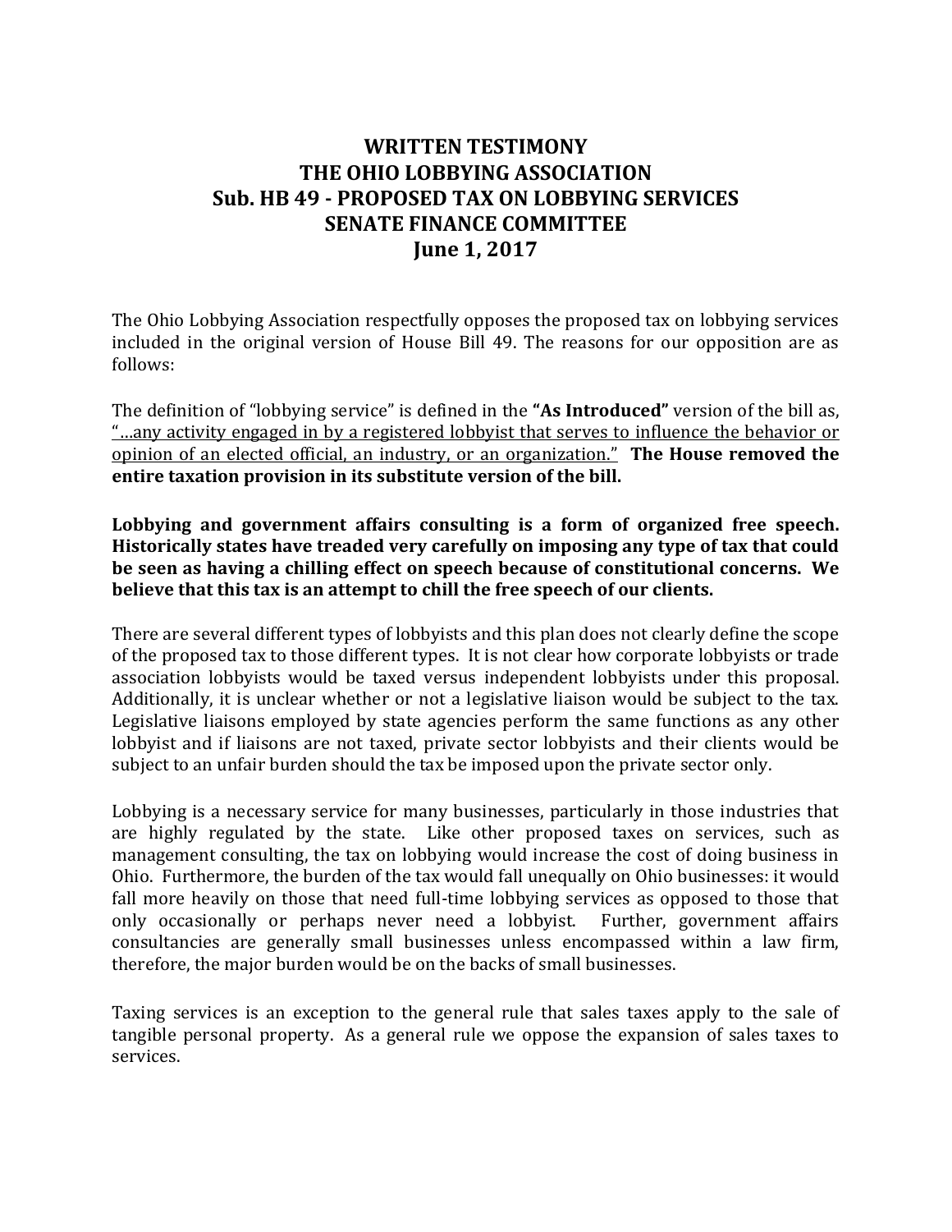# WRITTEN TESTIMONY
# THE OHIO LOBBYING ASSOCIATION
# Sub. HB 49 - PROPOSED TAX ON LOBBYING SERVICES
# SENATE FINANCE COMMITTEE
# June 1, 2017

The Ohio Lobbying Association respectfully opposes the proposed tax on lobbying services included in the original version of House Bill 49. The reasons for our opposition are as follows:

The definition of "lobbying service" is defined in the **"As Introduced"** version of the bill as, <u>"…any activity engaged in by a registered lobbyist that serves to influence the behavior or opinion of an elected official, an industry, or an organization."</u> **The House removed the entire taxation provision in its substitute version of the bill.**

**Lobbying and government affairs consulting is a form of organized free speech. Historically states have treaded very carefully on imposing any type of tax that could be seen as having a chilling effect on speech because of constitutional concerns. We believe that this tax is an attempt to chill the free speech of our clients.**

There are several different types of lobbyists and this plan does not clearly define the scope of the proposed tax to those different types. It is not clear how corporate lobbyists or trade association lobbyists would be taxed versus independent lobbyists under this proposal. Additionally, it is unclear whether or not a legislative liaison would be subject to the tax. Legislative liaisons employed by state agencies perform the same functions as any other lobbyist and if liaisons are not taxed, private sector lobbyists and their clients would be subject to an unfair burden should the tax be imposed upon the private sector only.

Lobbying is a necessary service for many businesses, particularly in those industries that are highly regulated by the state. Like other proposed taxes on services, such as management consulting, the tax on lobbying would increase the cost of doing business in Ohio. Furthermore, the burden of the tax would fall unequally on Ohio businesses: it would fall more heavily on those that need full-time lobbying services as opposed to those that only occasionally or perhaps never need a lobbyist. Further, government affairs consultancies are generally small businesses unless encompassed within a law firm, therefore, the major burden would be on the backs of small businesses.

Taxing services is an exception to the general rule that sales taxes apply to the sale of tangible personal property. As a general rule we oppose the expansion of sales taxes to services.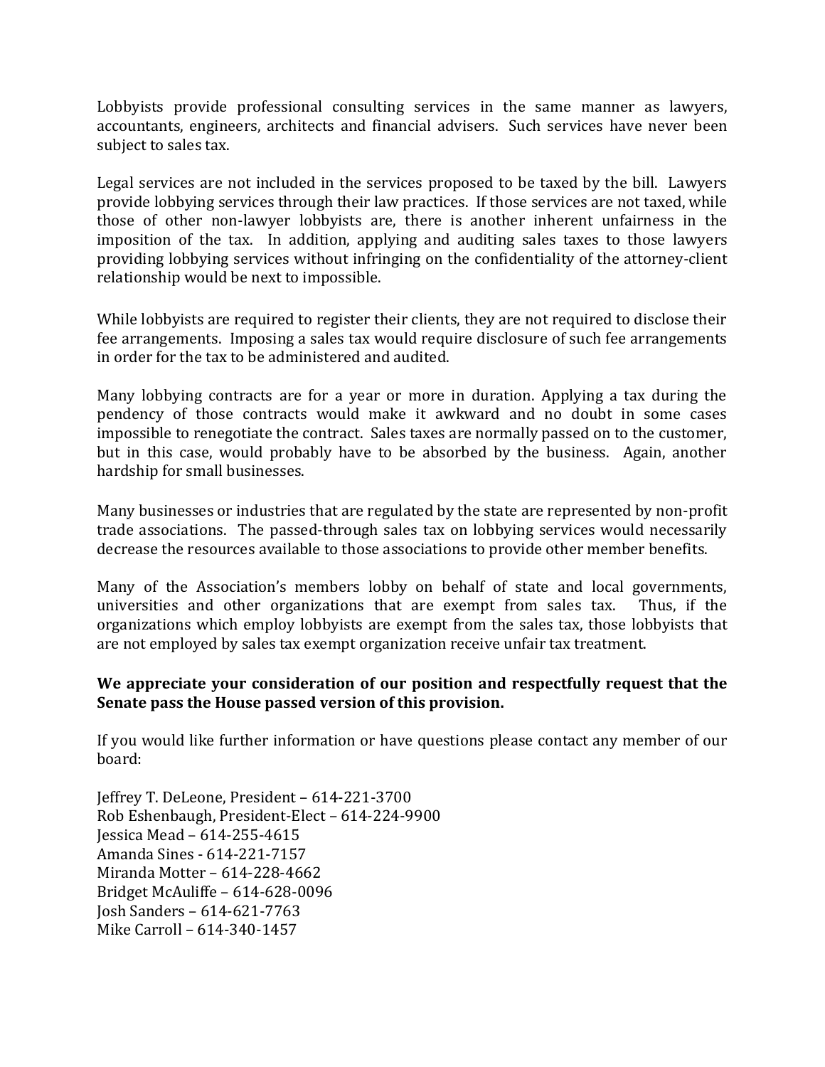Lobbyists provide professional consulting services in the same manner as lawyers, accountants, engineers, architects and financial advisers. Such services have never been subject to sales tax.

Legal services are not included in the services proposed to be taxed by the bill. Lawyers provide lobbying services through their law practices. If those services are not taxed, while those of other non-lawyer lobbyists are, there is another inherent unfairness in the imposition of the tax. In addition, applying and auditing sales taxes to those lawyers providing lobbying services without infringing on the confidentiality of the attorney-client relationship would be next to impossible.

While lobbyists are required to register their clients, they are not required to disclose their fee arrangements. Imposing a sales tax would require disclosure of such fee arrangements in order for the tax to be administered and audited.

Many lobbying contracts are for a year or more in duration. Applying a tax during the pendency of those contracts would make it awkward and no doubt in some cases impossible to renegotiate the contract. Sales taxes are normally passed on to the customer, but in this case, would probably have to be absorbed by the business. Again, another hardship for small businesses.

Many businesses or industries that are regulated by the state are represented by non-profit trade associations. The passed-through sales tax on lobbying services would necessarily decrease the resources available to those associations to provide other member benefits.

Many of the Association's members lobby on behalf of state and local governments, universities and other organizations that are exempt from sales tax. Thus, if the organizations which employ lobbyists are exempt from the sales tax, those lobbyists that are not employed by sales tax exempt organization receive unfair tax treatment.

**We appreciate your consideration of our position and respectfully request that the Senate pass the House passed version of this provision.**

If you would like further information or have questions please contact any member of our board:

Jeffrey T. DeLeone, President – 614-221-3700
Rob Eshenbaugh, President-Elect – 614-224-9900
Jessica Mead – 614-255-4615
Amanda Sines - 614-221-7157
Miranda Motter – 614-228-4662
Bridget McAuliffe – 614-628-0096
Josh Sanders – 614-621-7763
Mike Carroll – 614-340-1457